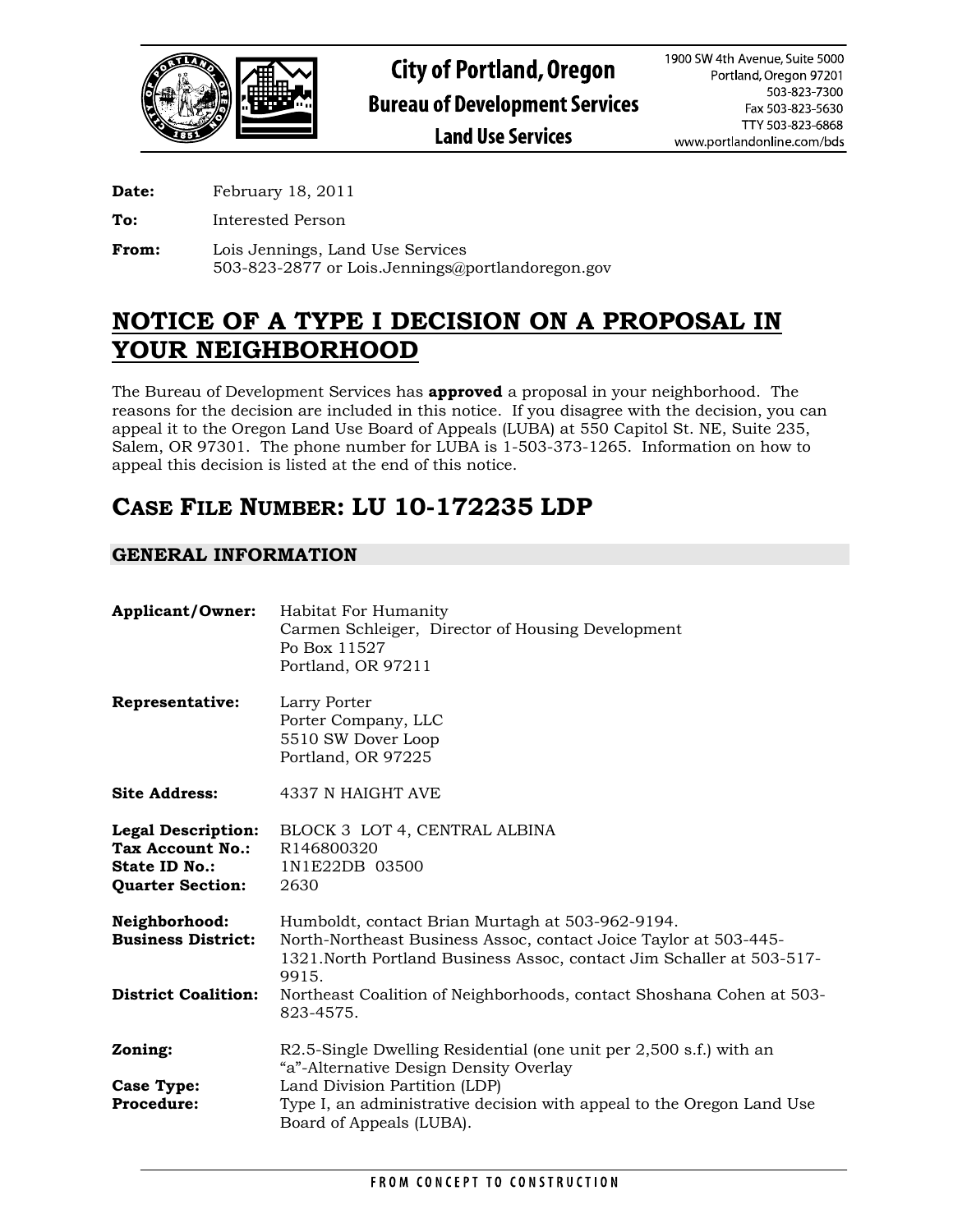City of Portland, Oregon
Bureau of Development Services
Land Use Services

1900 SW 4th Avenue, Suite 5000
Portland, Oregon 97201
503-823-7300
Fax 503-823-5630
TTY 503-823-6868
www.portlandonline.com/bds

**Date:** February 18, 2011

**To:** Interested Person

**From:** Lois Jennings, Land Use Services
503-823-2877 or Lois.Jennings@portlandoregon.gov

# NOTICE OF A TYPE I DECISION ON A PROPOSAL IN YOUR NEIGHBORHOOD

The Bureau of Development Services has **approved** a proposal in your neighborhood. The reasons for the decision are included in this notice. If you disagree with the decision, you can appeal it to the Oregon Land Use Board of Appeals (LUBA) at 550 Capitol St. NE, Suite 235, Salem, OR 97301. The phone number for LUBA is 1-503-373-1265. Information on how to appeal this decision is listed at the end of this notice.

# CASE FILE NUMBER: LU 10-172235 LDP

## GENERAL INFORMATION

**Applicant/Owner:** Habitat For Humanity
Carmen Schleiger, Director of Housing Development
Po Box 11527
Portland, OR 97211

**Representative:** Larry Porter
Porter Company, LLC
5510 SW Dover Loop
Portland, OR 97225

**Site Address:** 4337 N HAIGHT AVE

**Legal Description:** BLOCK 3 LOT 4, CENTRAL ALBINA
**Tax Account No.:** R146800320
**State ID No.:** 1N1E22DB 03500
**Quarter Section:** 2630

**Neighborhood:** Humboldt, contact Brian Murtagh at 503-962-9194.
**Business District:** North-Northeast Business Assoc, contact Joice Taylor at 503-445-1321.North Portland Business Assoc, contact Jim Schaller at 503-517-9915.
**District Coalition:** Northeast Coalition of Neighborhoods, contact Shoshana Cohen at 503-823-4575.

**Zoning:** R2.5-Single Dwelling Residential (one unit per 2,500 s.f.) with an "a"-Alternative Design Density Overlay
**Case Type:** Land Division Partition (LDP)
**Procedure:** Type I, an administrative decision with appeal to the Oregon Land Use Board of Appeals (LUBA).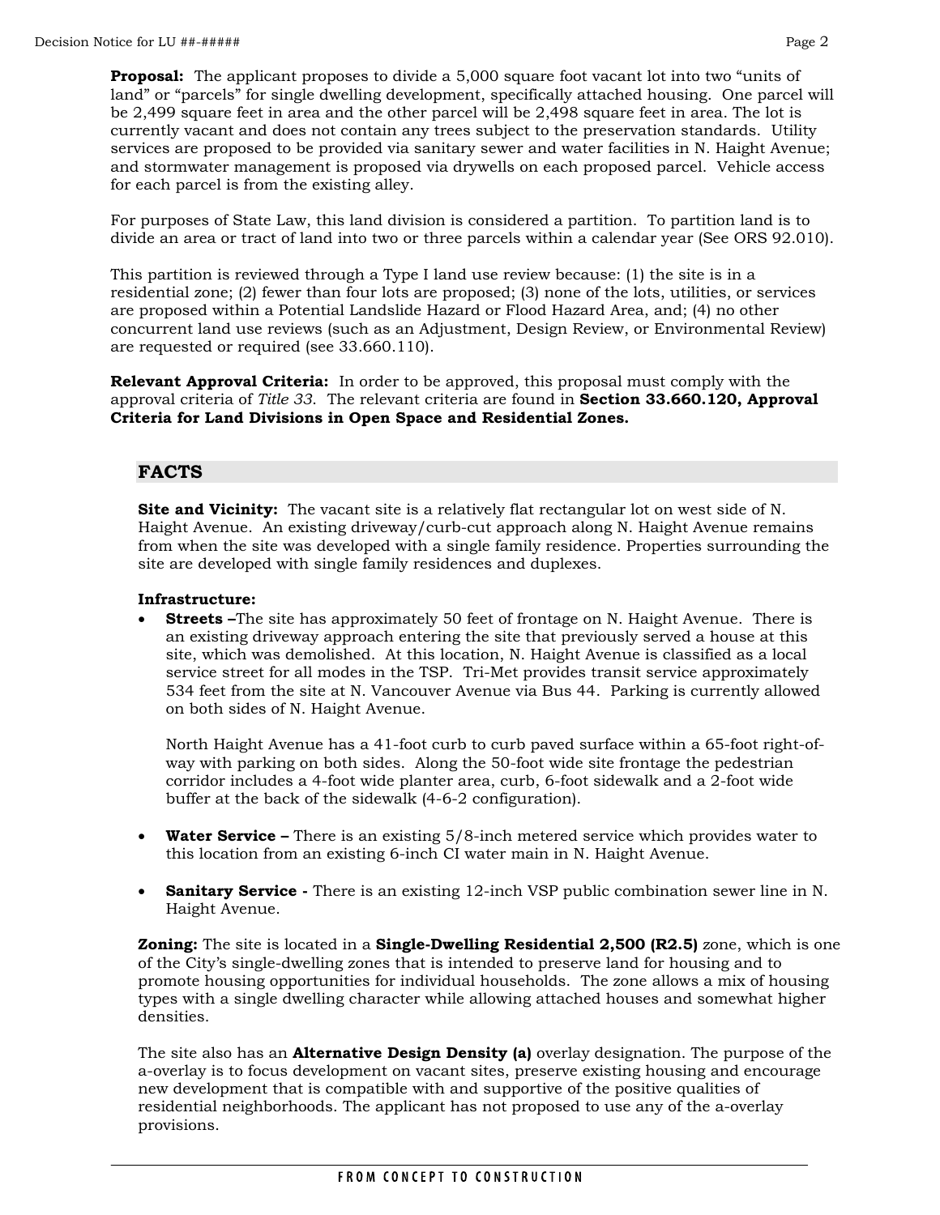**Proposal:** The applicant proposes to divide a 5,000 square foot vacant lot into two "units of land" or "parcels" for single dwelling development, specifically attached housing. One parcel will be 2,499 square feet in area and the other parcel will be 2,498 square feet in area. The lot is currently vacant and does not contain any trees subject to the preservation standards. Utility services are proposed to be provided via sanitary sewer and water facilities in N. Haight Avenue; and stormwater management is proposed via drywells on each proposed parcel. Vehicle access for each parcel is from the existing alley.

For purposes of State Law, this land division is considered a partition. To partition land is to divide an area or tract of land into two or three parcels within a calendar year (See ORS 92.010).

This partition is reviewed through a Type I land use review because: (1) the site is in a residential zone; (2) fewer than four lots are proposed; (3) none of the lots, utilities, or services are proposed within a Potential Landslide Hazard or Flood Hazard Area, and; (4) no other concurrent land use reviews (such as an Adjustment, Design Review, or Environmental Review) are requested or required (see 33.660.110).

**Relevant Approval Criteria:** In order to be approved, this proposal must comply with the approval criteria of *Title 33*. The relevant criteria are found in **Section 33.660.120, Approval Criteria for Land Divisions in Open Space and Residential Zones.**

## FACTS

**Site and Vicinity:** The vacant site is a relatively flat rectangular lot on west side of N. Haight Avenue. An existing driveway/curb-cut approach along N. Haight Avenue remains from when the site was developed with a single family residence. Properties surrounding the site are developed with single family residences and duplexes.

**Infrastructure:**

- **Streets –**The site has approximately 50 feet of frontage on N. Haight Avenue. There is an existing driveway approach entering the site that previously served a house at this site, which was demolished. At this location, N. Haight Avenue is classified as a local service street for all modes in the TSP. Tri-Met provides transit service approximately 534 feet from the site at N. Vancouver Avenue via Bus 44. Parking is currently allowed on both sides of N. Haight Avenue.

  North Haight Avenue has a 41-foot curb to curb paved surface within a 65-foot right-of-way with parking on both sides. Along the 50-foot wide site frontage the pedestrian corridor includes a 4-foot wide planter area, curb, 6-foot sidewalk and a 2-foot wide buffer at the back of the sidewalk (4-6-2 configuration).

- **Water Service –** There is an existing 5/8-inch metered service which provides water to this location from an existing 6-inch CI water main in N. Haight Avenue.

- **Sanitary Service -** There is an existing 12-inch VSP public combination sewer line in N. Haight Avenue.

**Zoning:** The site is located in a **Single-Dwelling Residential 2,500 (R2.5)** zone, which is one of the City's single-dwelling zones that is intended to preserve land for housing and to promote housing opportunities for individual households. The zone allows a mix of housing types with a single dwelling character while allowing attached houses and somewhat higher densities.

The site also has an **Alternative Design Density (a)** overlay designation. The purpose of the a-overlay is to focus development on vacant sites, preserve existing housing and encourage new development that is compatible with and supportive of the positive qualities of residential neighborhoods. The applicant has not proposed to use any of the a-overlay provisions.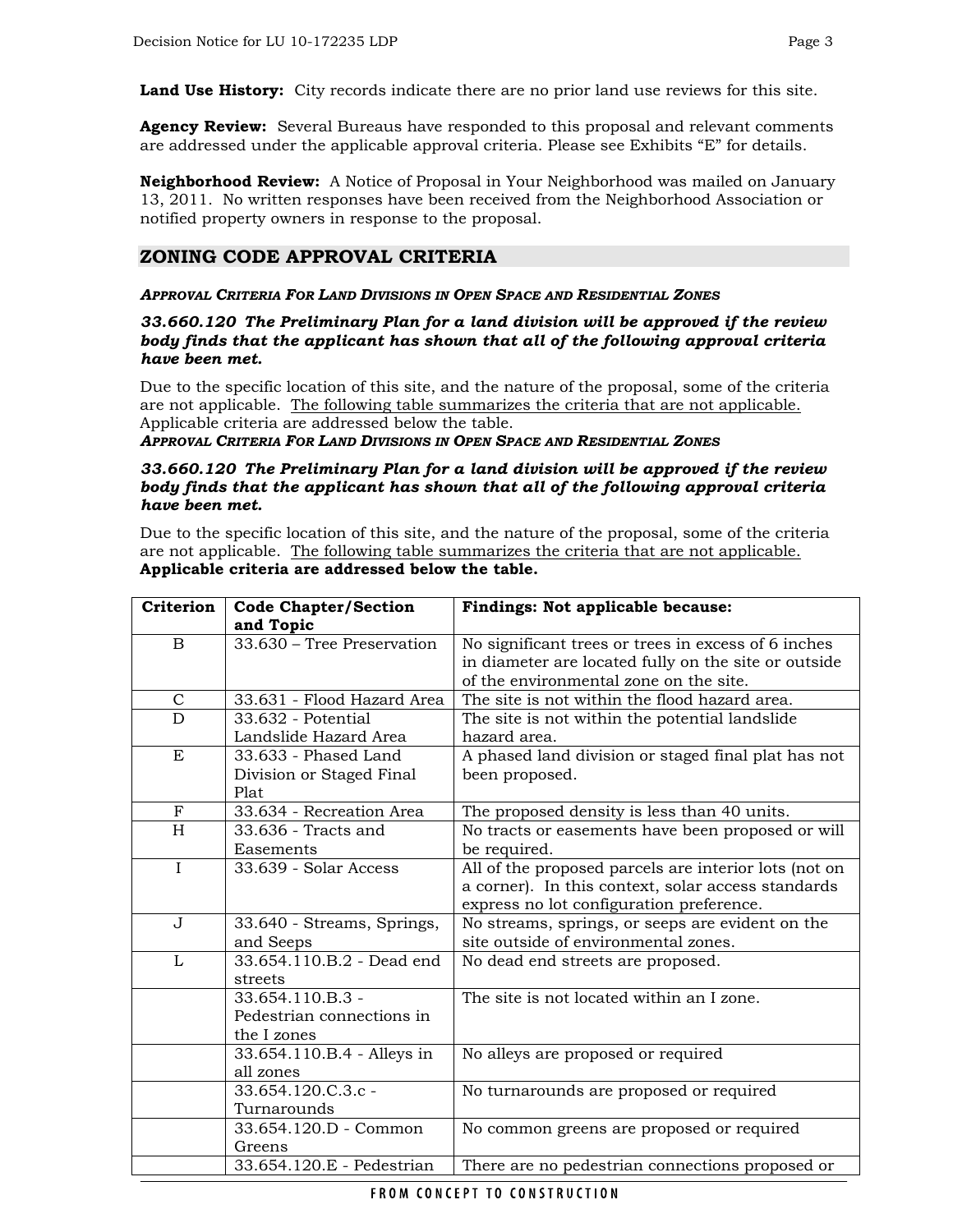**Land Use History:** City records indicate there are no prior land use reviews for this site.

**Agency Review:** Several Bureaus have responded to this proposal and relevant comments are addressed under the applicable approval criteria. Please see Exhibits "E" for details.

**Neighborhood Review:** A Notice of Proposal in Your Neighborhood was mailed on January 13, 2011. No written responses have been received from the Neighborhood Association or notified property owners in response to the proposal.

## ZONING CODE APPROVAL CRITERIA

***APPROVAL CRITERIA FOR LAND DIVISIONS IN OPEN SPACE AND RESIDENTIAL ZONES***

***33.660.120 The Preliminary Plan for a land division will be approved if the review body finds that the applicant has shown that all of the following approval criteria have been met.***

Due to the specific location of this site, and the nature of the proposal, some of the criteria are not applicable. The following table summarizes the criteria that are not applicable. Applicable criteria are addressed below the table.

***APPROVAL CRITERIA FOR LAND DIVISIONS IN OPEN SPACE AND RESIDENTIAL ZONES***

***33.660.120 The Preliminary Plan for a land division will be approved if the review body finds that the applicant has shown that all of the following approval criteria have been met.***

Due to the specific location of this site, and the nature of the proposal, some of the criteria are not applicable. The following table summarizes the criteria that are not applicable. **Applicable criteria are addressed below the table.**

| Criterion | Code Chapter/Section and Topic | Findings: Not applicable because: |
|---|---|---|
| B | 33.630 – Tree Preservation | No significant trees or trees in excess of 6 inches in diameter are located fully on the site or outside of the environmental zone on the site. |
| C | 33.631 - Flood Hazard Area | The site is not within the flood hazard area. |
| D | 33.632 - Potential Landslide Hazard Area | The site is not within the potential landslide hazard area. |
| E | 33.633 - Phased Land Division or Staged Final Plat | A phased land division or staged final plat has not been proposed. |
| F | 33.634 - Recreation Area | The proposed density is less than 40 units. |
| H | 33.636 - Tracts and Easements | No tracts or easements have been proposed or will be required. |
| I | 33.639 - Solar Access | All of the proposed parcels are interior lots (not on a corner). In this context, solar access standards express no lot configuration preference. |
| J | 33.640 - Streams, Springs, and Seeps | No streams, springs, or seeps are evident on the site outside of environmental zones. |
| L | 33.654.110.B.2 - Dead end streets | No dead end streets are proposed. |
| | 33.654.110.B.3 - Pedestrian connections in the I zones | The site is not located within an I zone. |
| | 33.654.110.B.4 - Alleys in all zones | No alleys are proposed or required |
| | 33.654.120.C.3.c - Turnarounds | No turnarounds are proposed or required |
| | 33.654.120.D - Common Greens | No common greens are proposed or required |
| | 33.654.120.E - Pedestrian | There are no pedestrian connections proposed or |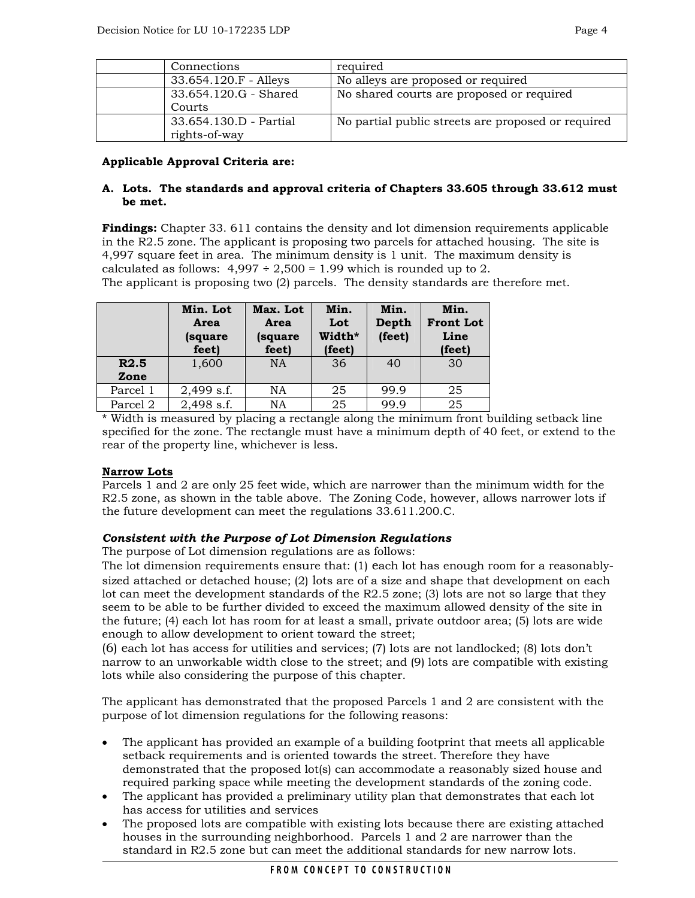|  | Connections | required |
| --- | --- | --- |
|  | 33.654.120.F - Alleys | No alleys are proposed or required |
|  | 33.654.120.G - Shared Courts | No shared courts are proposed or required |
|  | 33.654.130.D - Partial rights-of-way | No partial public streets are proposed or required |

**Applicable Approval Criteria are:**

**A. Lots. The standards and approval criteria of Chapters 33.605 through 33.612 must be met.**

**Findings:** Chapter 33. 611 contains the density and lot dimension requirements applicable in the R2.5 zone. The applicant is proposing two parcels for attached housing. The site is 4,997 square feet in area. The minimum density is 1 unit. The maximum density is calculated as follows: 4,997 ÷ 2,500 = 1.99 which is rounded up to 2.
The applicant is proposing two (2) parcels. The density standards are therefore met.

|  | Min. Lot Area (square feet) | Max. Lot Area (square feet) | Min. Lot Width* (feet) | Min. Depth (feet) | Min. Front Lot Line (feet) |
| --- | --- | --- | --- | --- | --- |
| **R2.5 Zone** | 1,600 | NA | 36 | 40 | 30 |
| Parcel 1 | 2,499 s.f. | NA | 25 | 99.9 | 25 |
| Parcel 2 | 2,498 s.f. | NA | 25 | 99.9 | 25 |

\* Width is measured by placing a rectangle along the minimum front building setback line specified for the zone. The rectangle must have a minimum depth of 40 feet, or extend to the rear of the property line, whichever is less.

**Narrow Lots**
Parcels 1 and 2 are only 25 feet wide, which are narrower than the minimum width for the R2.5 zone, as shown in the table above. The Zoning Code, however, allows narrower lots if the future development can meet the regulations 33.611.200.C.

***Consistent with the Purpose of Lot Dimension Regulations***
The purpose of Lot dimension regulations are as follows:
The lot dimension requirements ensure that: (1) each lot has enough room for a reasonably-sized attached or detached house; (2) lots are of a size and shape that development on each lot can meet the development standards of the R2.5 zone; (3) lots are not so large that they seem to be able to be further divided to exceed the maximum allowed density of the site in the future; (4) each lot has room for at least a small, private outdoor area; (5) lots are wide enough to allow development to orient toward the street;
(6) each lot has access for utilities and services; (7) lots are not landlocked; (8) lots don't narrow to an unworkable width close to the street; and (9) lots are compatible with existing lots while also considering the purpose of this chapter.

The applicant has demonstrated that the proposed Parcels 1 and 2 are consistent with the purpose of lot dimension regulations for the following reasons:

- The applicant has provided an example of a building footprint that meets all applicable setback requirements and is oriented towards the street. Therefore they have demonstrated that the proposed lot(s) can accommodate a reasonably sized house and required parking space while meeting the development standards of the zoning code.
- The applicant has provided a preliminary utility plan that demonstrates that each lot has access for utilities and services
- The proposed lots are compatible with existing lots because there are existing attached houses in the surrounding neighborhood. Parcels 1 and 2 are narrower than the standard in R2.5 zone but can meet the additional standards for new narrow lots.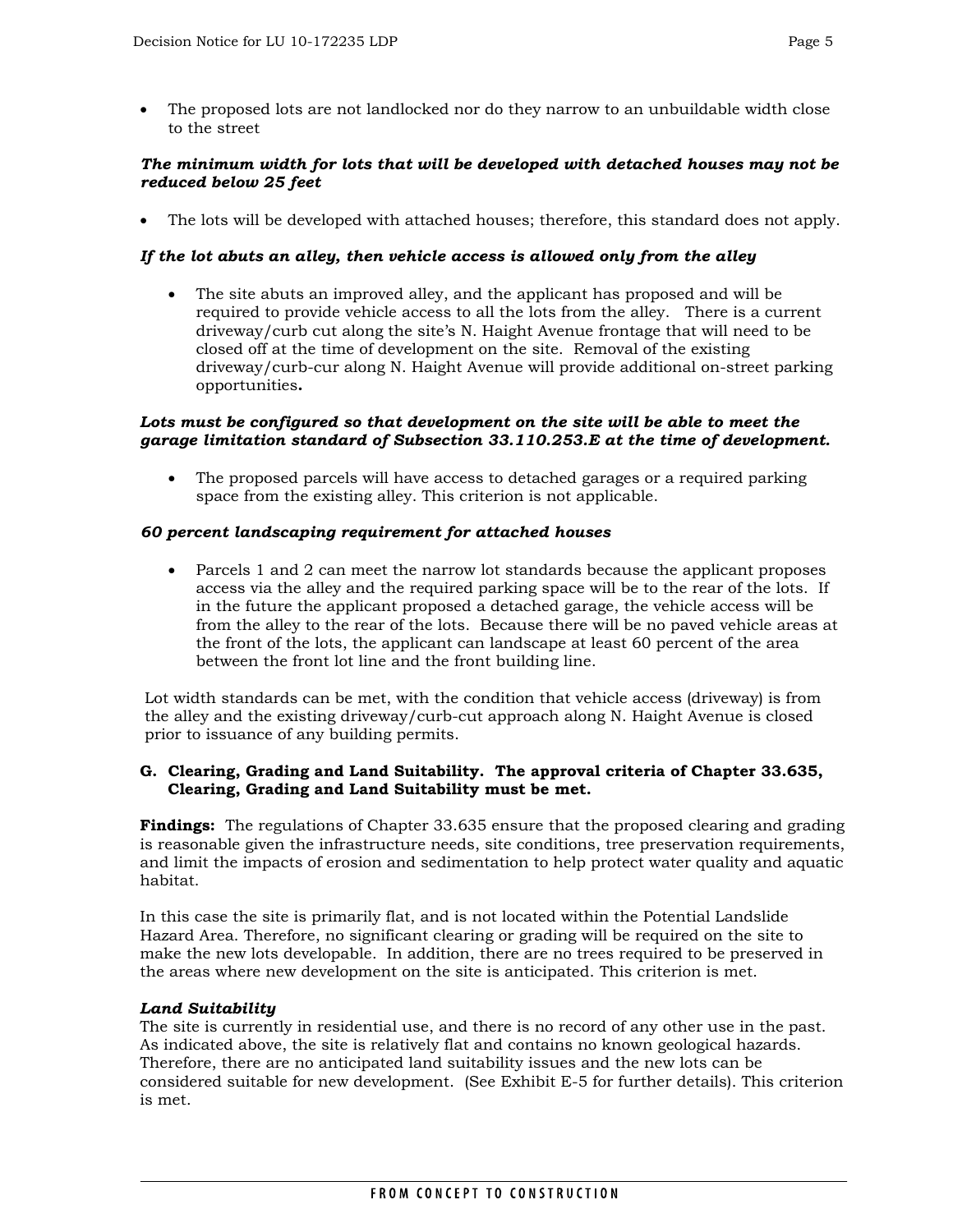- The proposed lots are not landlocked nor do they narrow to an unbuildable width close to the street

***The minimum width for lots that will be developed with detached houses may not be reduced below 25 feet***

- The lots will be developed with attached houses; therefore, this standard does not apply.

***If the lot abuts an alley, then vehicle access is allowed only from the alley***

- The site abuts an improved alley, and the applicant has proposed and will be required to provide vehicle access to all the lots from the alley. There is a current driveway/curb cut along the site's N. Haight Avenue frontage that will need to be closed off at the time of development on the site. Removal of the existing driveway/curb-cur along N. Haight Avenue will provide additional on-street parking opportunities**.**

***Lots must be configured so that development on the site will be able to meet the garage limitation standard of Subsection 33.110.253.E at the time of development.***

- The proposed parcels will have access to detached garages or a required parking space from the existing alley. This criterion is not applicable.

***60 percent landscaping requirement for attached houses***

- Parcels 1 and 2 can meet the narrow lot standards because the applicant proposes access via the alley and the required parking space will be to the rear of the lots. If in the future the applicant proposed a detached garage, the vehicle access will be from the alley to the rear of the lots. Because there will be no paved vehicle areas at the front of the lots, the applicant can landscape at least 60 percent of the area between the front lot line and the front building line.

Lot width standards can be met, with the condition that vehicle access (driveway) is from the alley and the existing driveway/curb-cut approach along N. Haight Avenue is closed prior to issuance of any building permits.

**G. Clearing, Grading and Land Suitability. The approval criteria of Chapter 33.635, Clearing, Grading and Land Suitability must be met.**

**Findings:** The regulations of Chapter 33.635 ensure that the proposed clearing and grading is reasonable given the infrastructure needs, site conditions, tree preservation requirements, and limit the impacts of erosion and sedimentation to help protect water quality and aquatic habitat.

In this case the site is primarily flat, and is not located within the Potential Landslide Hazard Area. Therefore, no significant clearing or grading will be required on the site to make the new lots developable. In addition, there are no trees required to be preserved in the areas where new development on the site is anticipated. This criterion is met.

***Land Suitability***

The site is currently in residential use, and there is no record of any other use in the past. As indicated above, the site is relatively flat and contains no known geological hazards. Therefore, there are no anticipated land suitability issues and the new lots can be considered suitable for new development. (See Exhibit E-5 for further details). This criterion is met.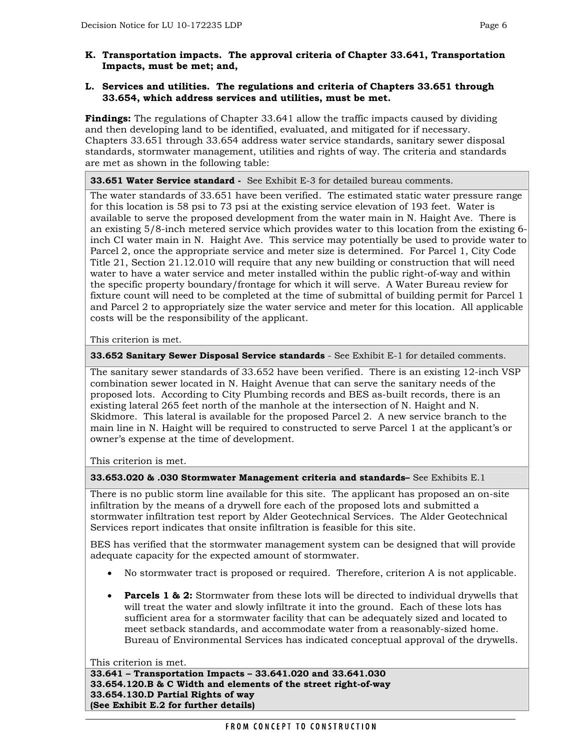**K. Transportation impacts. The approval criteria of Chapter 33.641, Transportation Impacts, must be met; and,**

**L. Services and utilities. The regulations and criteria of Chapters 33.651 through 33.654, which address services and utilities, must be met.**

**Findings:** The regulations of Chapter 33.641 allow the traffic impacts caused by dividing and then developing land to be identified, evaluated, and mitigated for if necessary. Chapters 33.651 through 33.654 address water service standards, sanitary sewer disposal standards, stormwater management, utilities and rights of way. The criteria and standards are met as shown in the following table:

| **33.651 Water Service standard -** See Exhibit E-3 for detailed bureau comments. |
|---|
| The water standards of 33.651 have been verified. The estimated static water pressure range for this location is 58 psi to 73 psi at the existing service elevation of 193 feet. Water is available to serve the proposed development from the water main in N. Haight Ave. There is an existing 5/8-inch metered service which provides water to this location from the existing 6-inch CI water main in N. Haight Ave. This service may potentially be used to provide water to Parcel 2, once the appropriate service and meter size is determined. For Parcel 1, City Code Title 21, Section 21.12.010 will require that any new building or construction that will need water to have a water service and meter installed within the public right-of-way and within the specific property boundary/frontage for which it will serve. A Water Bureau review for fixture count will need to be completed at the time of submittal of building permit for Parcel 1 and Parcel 2 to appropriately size the water service and meter for this location. All applicable costs will be the responsibility of the applicant.<br><br>This criterion is met. |
| **33.652 Sanitary Sewer Disposal Service standards** - See Exhibit E-1 for detailed comments. |
| The sanitary sewer standards of 33.652 have been verified. There is an existing 12-inch VSP combination sewer located in N. Haight Avenue that can serve the sanitary needs of the proposed lots. According to City Plumbing records and BES as-built records, there is an existing lateral 265 feet north of the manhole at the intersection of N. Haight and N. Skidmore. This lateral is available for the proposed Parcel 2. A new service branch to the main line in N. Haight will be required to constructed to serve Parcel 1 at the applicant's or owner's expense at the time of development.<br><br>This criterion is met. |
| **33.653.020 & .030 Stormwater Management criteria and standards–** See Exhibits E.1 |
| There is no public storm line available for this site. The applicant has proposed an on-site infiltration by the means of a drywell fore each of the proposed lots and submitted a stormwater infiltration test report by Alder Geotechnical Services. The Alder Geotechnical Services report indicates that onsite infiltration is feasible for this site.<br><br>BES has verified that the stormwater management system can be designed that will provide adequate capacity for the expected amount of stormwater.<br><br>• No stormwater tract is proposed or required. Therefore, criterion A is not applicable.<br><br>• **Parcels 1 & 2:** Stormwater from these lots will be directed to individual drywells that will treat the water and slowly infiltrate it into the ground. Each of these lots has sufficient area for a stormwater facility that can be adequately sized and located to meet setback standards, and accommodate water from a reasonably-sized home. Bureau of Environmental Services has indicated conceptual approval of the drywells.<br><br>This criterion is met. |
| **33.641 – Transportation Impacts – 33.641.020 and 33.641.030**<br>**33.654.120.B & C Width and elements of the street right-of-way**<br>**33.654.130.D Partial Rights of way**<br>**(See Exhibit E.2 for further details)** |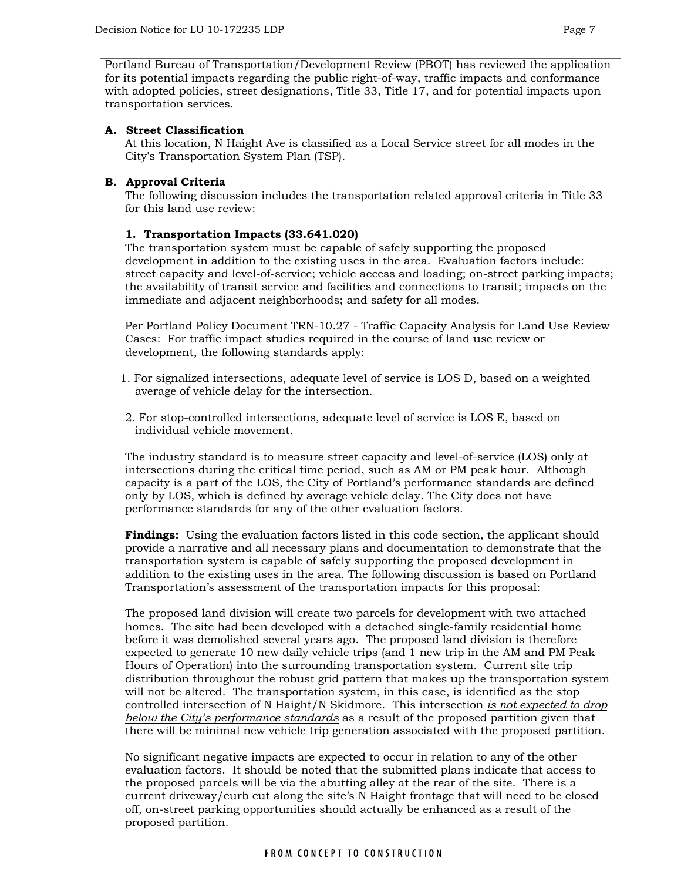Portland Bureau of Transportation/Development Review (PBOT) has reviewed the application for its potential impacts regarding the public right-of-way, traffic impacts and conformance with adopted policies, street designations, Title 33, Title 17, and for potential impacts upon transportation services.

**A. Street Classification**

At this location, N Haight Ave is classified as a Local Service street for all modes in the City's Transportation System Plan (TSP).

**B. Approval Criteria**

The following discussion includes the transportation related approval criteria in Title 33 for this land use review:

**1. Transportation Impacts (33.641.020)**

The transportation system must be capable of safely supporting the proposed development in addition to the existing uses in the area. Evaluation factors include: street capacity and level-of-service; vehicle access and loading; on-street parking impacts; the availability of transit service and facilities and connections to transit; impacts on the immediate and adjacent neighborhoods; and safety for all modes.

Per Portland Policy Document TRN-10.27 - Traffic Capacity Analysis for Land Use Review Cases: For traffic impact studies required in the course of land use review or development, the following standards apply:

1. For signalized intersections, adequate level of service is LOS D, based on a weighted average of vehicle delay for the intersection.
2. For stop-controlled intersections, adequate level of service is LOS E, based on individual vehicle movement.

The industry standard is to measure street capacity and level-of-service (LOS) only at intersections during the critical time period, such as AM or PM peak hour. Although capacity is a part of the LOS, the City of Portland's performance standards are defined only by LOS, which is defined by average vehicle delay. The City does not have performance standards for any of the other evaluation factors.

**Findings:** Using the evaluation factors listed in this code section, the applicant should provide a narrative and all necessary plans and documentation to demonstrate that the transportation system is capable of safely supporting the proposed development in addition to the existing uses in the area. The following discussion is based on Portland Transportation's assessment of the transportation impacts for this proposal:

The proposed land division will create two parcels for development with two attached homes. The site had been developed with a detached single-family residential home before it was demolished several years ago. The proposed land division is therefore expected to generate 10 new daily vehicle trips (and 1 new trip in the AM and PM Peak Hours of Operation) into the surrounding transportation system. Current site trip distribution throughout the robust grid pattern that makes up the transportation system will not be altered. The transportation system, in this case, is identified as the stop controlled intersection of N Haight/N Skidmore. This intersection *is not expected to drop below the City's performance standards* as a result of the proposed partition given that there will be minimal new vehicle trip generation associated with the proposed partition.

No significant negative impacts are expected to occur in relation to any of the other evaluation factors. It should be noted that the submitted plans indicate that access to the proposed parcels will be via the abutting alley at the rear of the site. There is a current driveway/curb cut along the site's N Haight frontage that will need to be closed off, on-street parking opportunities should actually be enhanced as a result of the proposed partition.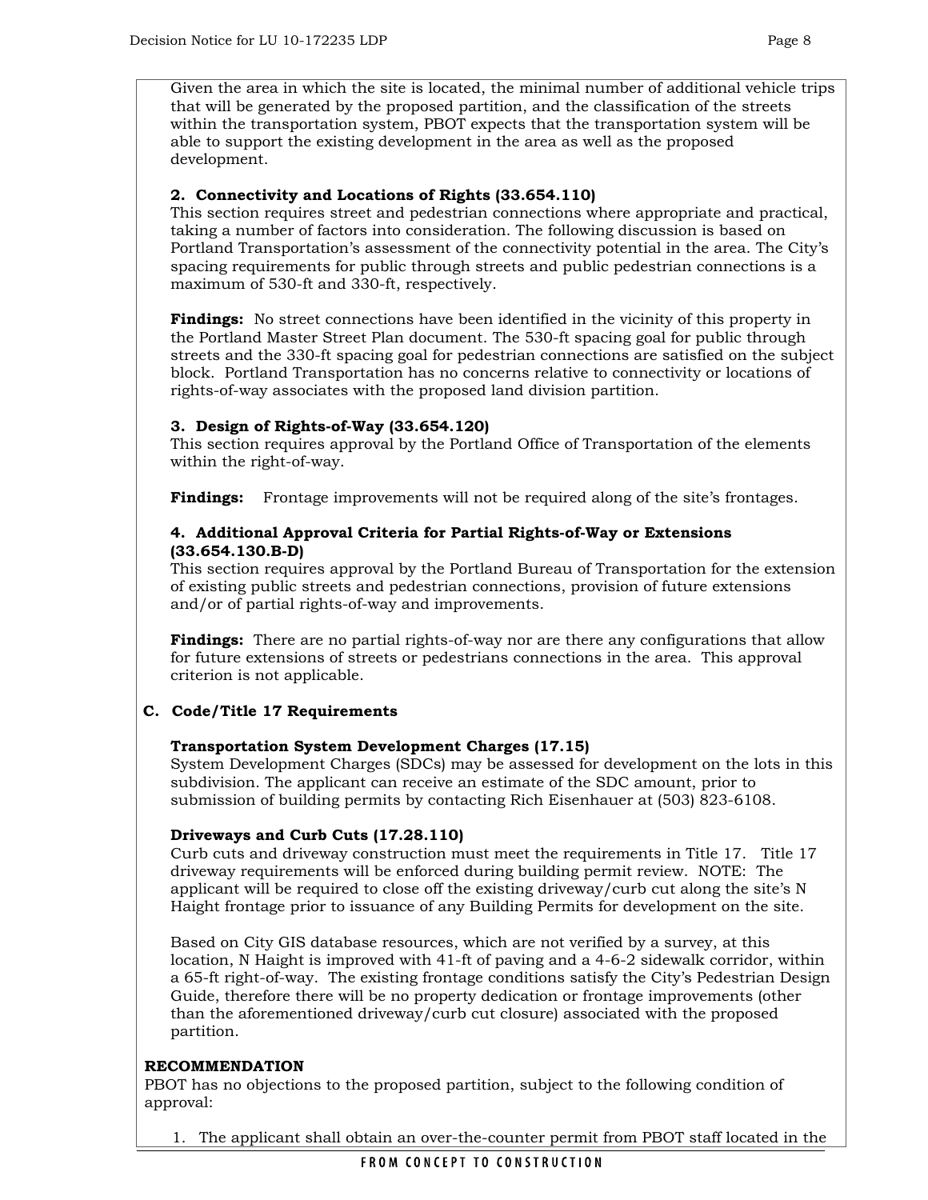Given the area in which the site is located, the minimal number of additional vehicle trips that will be generated by the proposed partition, and the classification of the streets within the transportation system, PBOT expects that the transportation system will be able to support the existing development in the area as well as the proposed development.

**2. Connectivity and Locations of Rights (33.654.110)**
This section requires street and pedestrian connections where appropriate and practical, taking a number of factors into consideration. The following discussion is based on Portland Transportation's assessment of the connectivity potential in the area. The City's spacing requirements for public through streets and public pedestrian connections is a maximum of 530-ft and 330-ft, respectively.

**Findings:** No street connections have been identified in the vicinity of this property in the Portland Master Street Plan document. The 530-ft spacing goal for public through streets and the 330-ft spacing goal for pedestrian connections are satisfied on the subject block. Portland Transportation has no concerns relative to connectivity or locations of rights-of-way associates with the proposed land division partition.

**3. Design of Rights-of-Way (33.654.120)**
This section requires approval by the Portland Office of Transportation of the elements within the right-of-way.

**Findings:** Frontage improvements will not be required along of the site's frontages.

**4. Additional Approval Criteria for Partial Rights-of-Way or Extensions (33.654.130.B-D)**
This section requires approval by the Portland Bureau of Transportation for the extension of existing public streets and pedestrian connections, provision of future extensions and/or of partial rights-of-way and improvements.

**Findings:** There are no partial rights-of-way nor are there any configurations that allow for future extensions of streets or pedestrians connections in the area. This approval criterion is not applicable.

**C. Code/Title 17 Requirements**

**Transportation System Development Charges (17.15)**
System Development Charges (SDCs) may be assessed for development on the lots in this subdivision. The applicant can receive an estimate of the SDC amount, prior to submission of building permits by contacting Rich Eisenhauer at (503) 823-6108.

**Driveways and Curb Cuts (17.28.110)**
Curb cuts and driveway construction must meet the requirements in Title 17. Title 17 driveway requirements will be enforced during building permit review. NOTE: The applicant will be required to close off the existing driveway/curb cut along the site's N Haight frontage prior to issuance of any Building Permits for development on the site.

Based on City GIS database resources, which are not verified by a survey, at this location, N Haight is improved with 41-ft of paving and a 4-6-2 sidewalk corridor, within a 65-ft right-of-way. The existing frontage conditions satisfy the City's Pedestrian Design Guide, therefore there will be no property dedication or frontage improvements (other than the aforementioned driveway/curb cut closure) associated with the proposed partition.

**RECOMMENDATION**
PBOT has no objections to the proposed partition, subject to the following condition of approval:

1. The applicant shall obtain an over-the-counter permit from PBOT staff located in the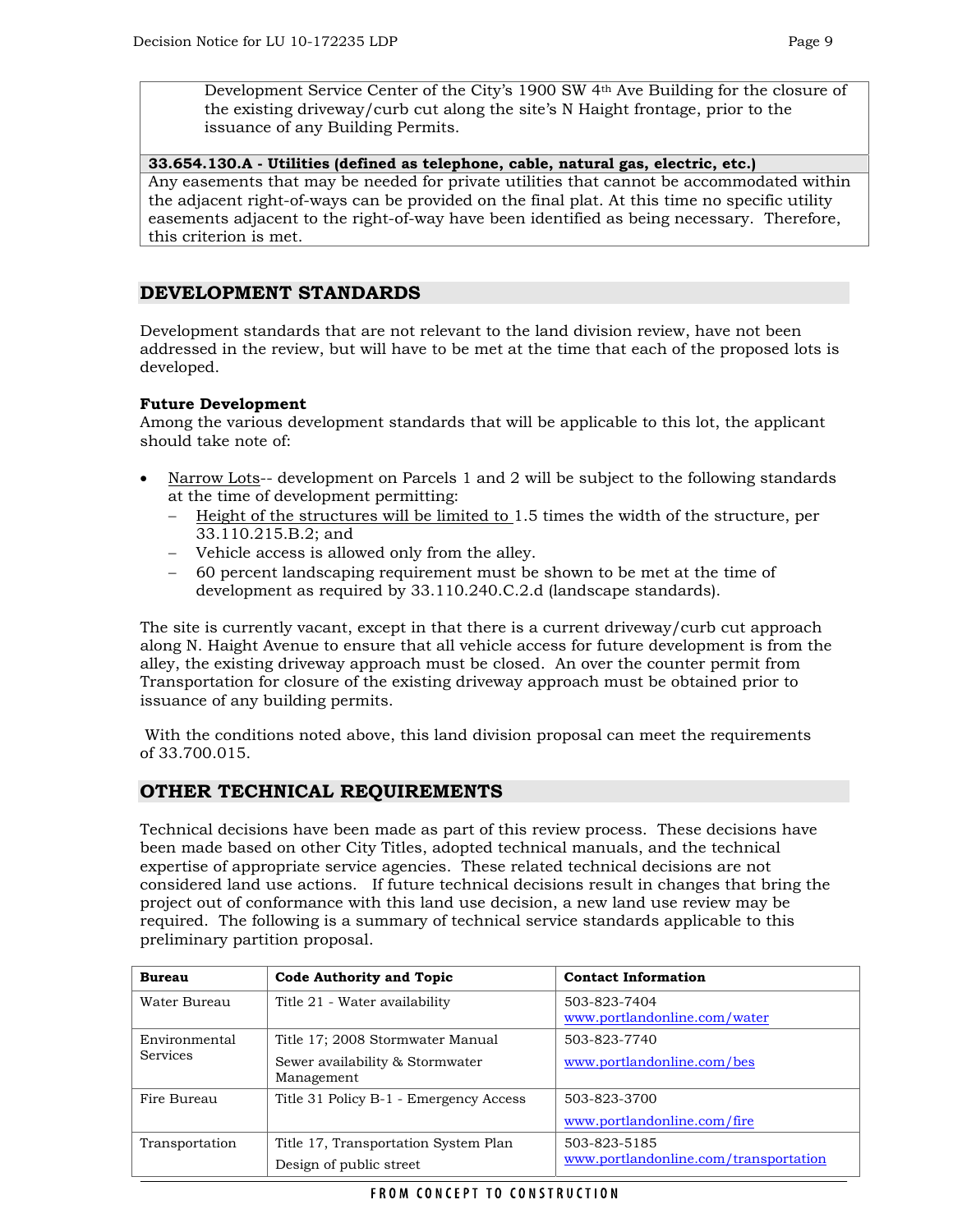Development Service Center of the City's 1900 SW 4th Ave Building for the closure of the existing driveway/curb cut along the site's N Haight frontage, prior to the issuance of any Building Permits.

**33.654.130.A - Utilities (defined as telephone, cable, natural gas, electric, etc.)**

Any easements that may be needed for private utilities that cannot be accommodated within the adjacent right-of-ways can be provided on the final plat. At this time no specific utility easements adjacent to the right-of-way have been identified as being necessary. Therefore, this criterion is met.

## DEVELOPMENT STANDARDS

Development standards that are not relevant to the land division review, have not been addressed in the review, but will have to be met at the time that each of the proposed lots is developed.

**Future Development**

Among the various development standards that will be applicable to this lot, the applicant should take note of:

- Narrow Lots-- development on Parcels 1 and 2 will be subject to the following standards at the time of development permitting:
  - Height of the structures will be limited to 1.5 times the width of the structure, per 33.110.215.B.2; and
  - Vehicle access is allowed only from the alley.
  - 60 percent landscaping requirement must be shown to be met at the time of development as required by 33.110.240.C.2.d (landscape standards).

The site is currently vacant, except in that there is a current driveway/curb cut approach along N. Haight Avenue to ensure that all vehicle access for future development is from the alley, the existing driveway approach must be closed. An over the counter permit from Transportation for closure of the existing driveway approach must be obtained prior to issuance of any building permits.

With the conditions noted above, this land division proposal can meet the requirements of 33.700.015.

## OTHER TECHNICAL REQUIREMENTS

Technical decisions have been made as part of this review process. These decisions have been made based on other City Titles, adopted technical manuals, and the technical expertise of appropriate service agencies. These related technical decisions are not considered land use actions. If future technical decisions result in changes that bring the project out of conformance with this land use decision, a new land use review may be required. The following is a summary of technical service standards applicable to this preliminary partition proposal.

| Bureau | Code Authority and Topic | Contact Information |
|---|---|---|
| Water Bureau | Title 21 - Water availability | 503-823-7404<br>www.portlandonline.com/water |
| Environmental Services | Title 17; 2008 Stormwater Manual<br>Sewer availability & Stormwater Management | 503-823-7740<br>www.portlandonline.com/bes |
| Fire Bureau | Title 31 Policy B-1 - Emergency Access | 503-823-3700<br>www.portlandonline.com/fire |
| Transportation | Title 17, Transportation System Plan<br>Design of public street | 503-823-5185<br>www.portlandonline.com/transportation |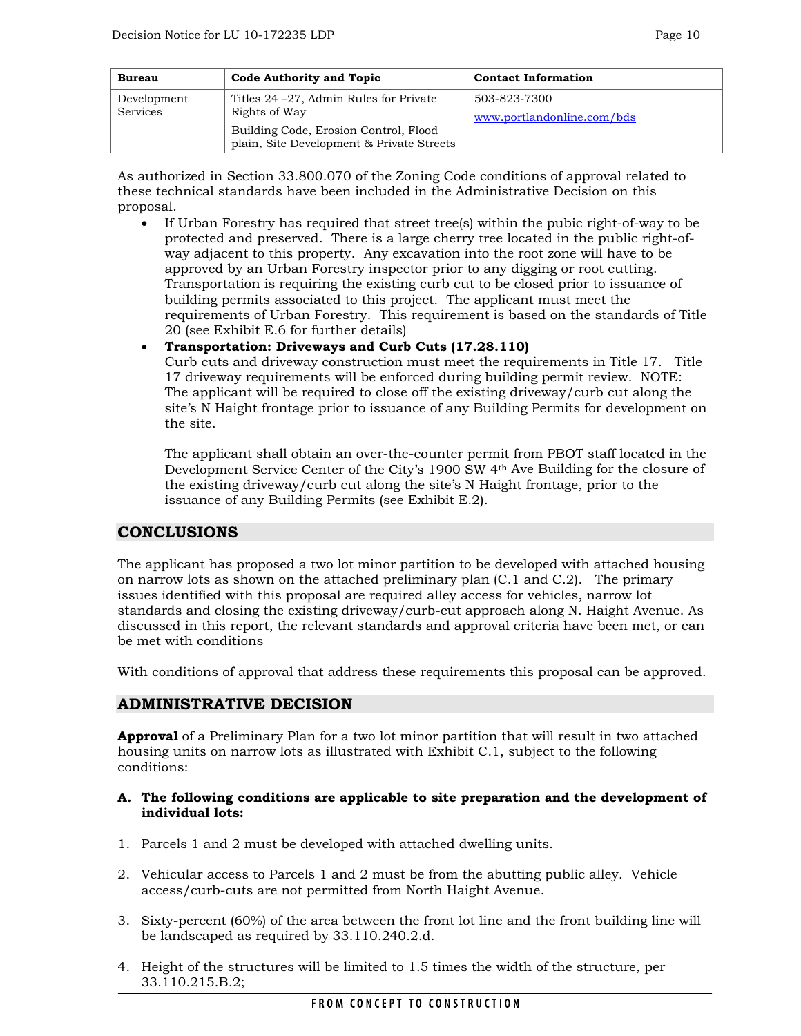| Bureau | Code Authority and Topic | Contact Information |
|---|---|---|
| Development Services | Titles 24 –27, Admin Rules for Private Rights of Way<br>Building Code, Erosion Control, Flood plain, Site Development & Private Streets | 503-823-7300<br>www.portlandonline.com/bds |

As authorized in Section 33.800.070 of the Zoning Code conditions of approval related to these technical standards have been included in the Administrative Decision on this proposal.

- If Urban Forestry has required that street tree(s) within the pubic right-of-way to be protected and preserved. There is a large cherry tree located in the public right-of-way adjacent to this property. Any excavation into the root zone will have to be approved by an Urban Forestry inspector prior to any digging or root cutting. Transportation is requiring the existing curb cut to be closed prior to issuance of building permits associated to this project. The applicant must meet the requirements of Urban Forestry. This requirement is based on the standards of Title 20 (see Exhibit E.6 for further details)
- **Transportation: Driveways and Curb Cuts (17.28.110)**
  Curb cuts and driveway construction must meet the requirements in Title 17. Title 17 driveway requirements will be enforced during building permit review. NOTE: The applicant will be required to close off the existing driveway/curb cut along the site's N Haight frontage prior to issuance of any Building Permits for development on the site.

  The applicant shall obtain an over-the-counter permit from PBOT staff located in the Development Service Center of the City's 1900 SW 4th Ave Building for the closure of the existing driveway/curb cut along the site's N Haight frontage, prior to the issuance of any Building Permits (see Exhibit E.2).

## CONCLUSIONS

The applicant has proposed a two lot minor partition to be developed with attached housing on narrow lots as shown on the attached preliminary plan (C.1 and C.2). The primary issues identified with this proposal are required alley access for vehicles, narrow lot standards and closing the existing driveway/curb-cut approach along N. Haight Avenue. As discussed in this report, the relevant standards and approval criteria have been met, or can be met with conditions

With conditions of approval that address these requirements this proposal can be approved.

## ADMINISTRATIVE DECISION

**Approval** of a Preliminary Plan for a two lot minor partition that will result in two attached housing units on narrow lots as illustrated with Exhibit C.1, subject to the following conditions:

**A. The following conditions are applicable to site preparation and the development of individual lots:**

1. Parcels 1 and 2 must be developed with attached dwelling units.
2. Vehicular access to Parcels 1 and 2 must be from the abutting public alley. Vehicle access/curb-cuts are not permitted from North Haight Avenue.
3. Sixty-percent (60%) of the area between the front lot line and the front building line will be landscaped as required by 33.110.240.2.d.
4. Height of the structures will be limited to 1.5 times the width of the structure, per 33.110.215.B.2;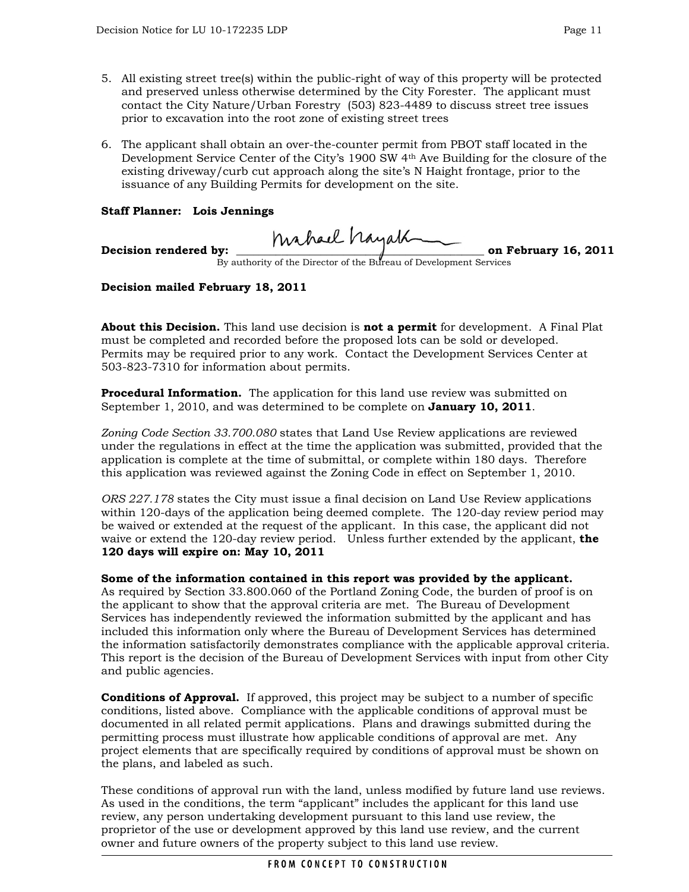5. All existing street tree(s) within the public-right of way of this property will be protected and preserved unless otherwise determined by the City Forester. The applicant must contact the City Nature/Urban Forestry (503) 823-4489 to discuss street tree issues prior to excavation into the root zone of existing street trees

6. The applicant shall obtain an over-the-counter permit from PBOT staff located in the Development Service Center of the City's 1900 SW 4th Ave Building for the closure of the existing driveway/curb cut approach along the site's N Haight frontage, prior to the issuance of any Building Permits for development on the site.

**Staff Planner: Lois Jennings**

**Decision rendered by:** ______________________________ **on February 16, 2011**
By authority of the Director of the Bureau of Development Services

**Decision mailed February 18, 2011**

**About this Decision.** This land use decision is **not a permit** for development. A Final Plat must be completed and recorded before the proposed lots can be sold or developed. Permits may be required prior to any work. Contact the Development Services Center at 503-823-7310 for information about permits.

**Procedural Information.** The application for this land use review was submitted on September 1, 2010, and was determined to be complete on **January 10, 2011**.

*Zoning Code Section 33.700.080* states that Land Use Review applications are reviewed under the regulations in effect at the time the application was submitted, provided that the application is complete at the time of submittal, or complete within 180 days. Therefore this application was reviewed against the Zoning Code in effect on September 1, 2010.

*ORS 227.178* states the City must issue a final decision on Land Use Review applications within 120-days of the application being deemed complete. The 120-day review period may be waived or extended at the request of the applicant. In this case, the applicant did not waive or extend the 120-day review period. Unless further extended by the applicant, **the 120 days will expire on: May 10, 2011**

**Some of the information contained in this report was provided by the applicant.** As required by Section 33.800.060 of the Portland Zoning Code, the burden of proof is on the applicant to show that the approval criteria are met. The Bureau of Development Services has independently reviewed the information submitted by the applicant and has included this information only where the Bureau of Development Services has determined the information satisfactorily demonstrates compliance with the applicable approval criteria. This report is the decision of the Bureau of Development Services with input from other City and public agencies.

**Conditions of Approval.** If approved, this project may be subject to a number of specific conditions, listed above. Compliance with the applicable conditions of approval must be documented in all related permit applications. Plans and drawings submitted during the permitting process must illustrate how applicable conditions of approval are met. Any project elements that are specifically required by conditions of approval must be shown on the plans, and labeled as such.

These conditions of approval run with the land, unless modified by future land use reviews. As used in the conditions, the term "applicant" includes the applicant for this land use review, any person undertaking development pursuant to this land use review, the proprietor of the use or development approved by this land use review, and the current owner and future owners of the property subject to this land use review.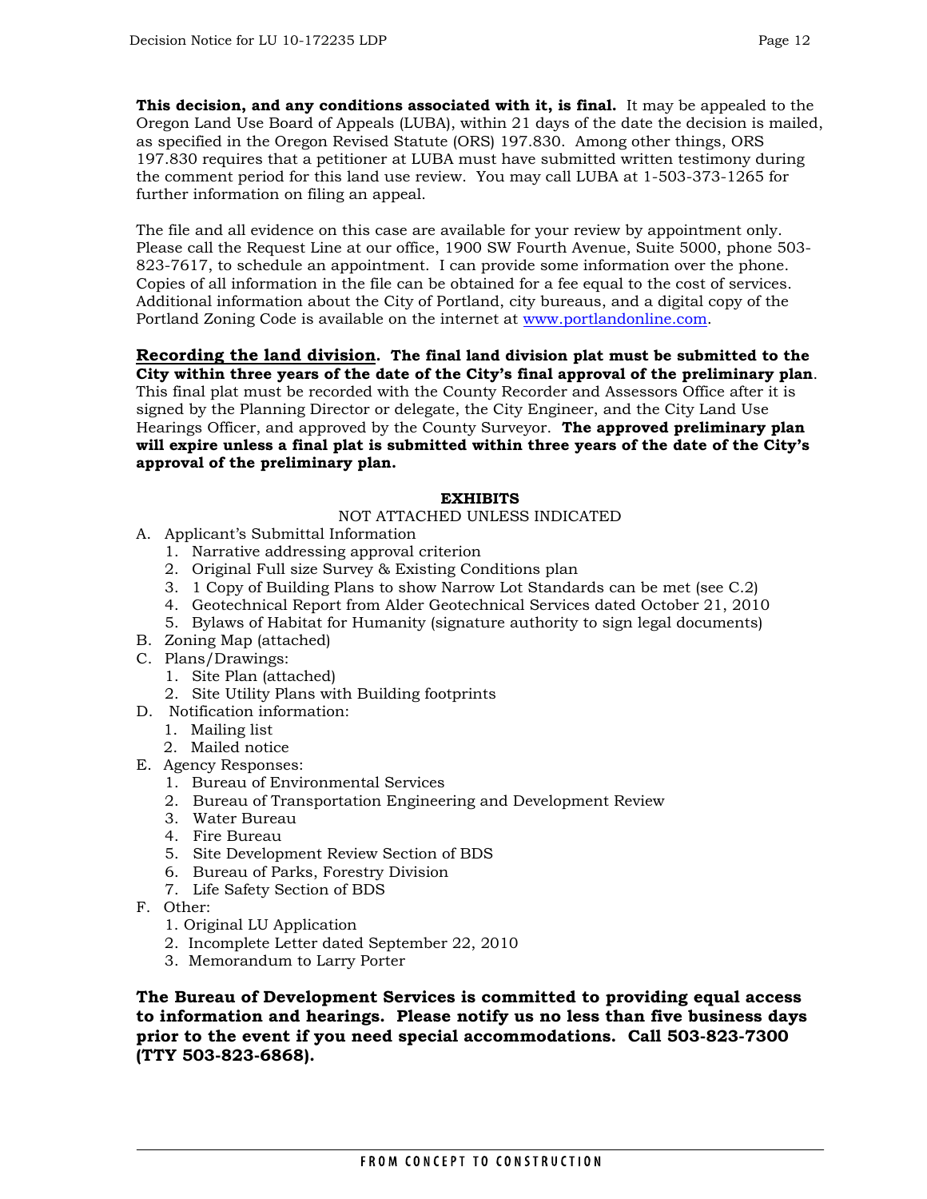**This decision, and any conditions associated with it, is final.** It may be appealed to the Oregon Land Use Board of Appeals (LUBA), within 21 days of the date the decision is mailed, as specified in the Oregon Revised Statute (ORS) 197.830. Among other things, ORS 197.830 requires that a petitioner at LUBA must have submitted written testimony during the comment period for this land use review. You may call LUBA at 1-503-373-1265 for further information on filing an appeal.

The file and all evidence on this case are available for your review by appointment only. Please call the Request Line at our office, 1900 SW Fourth Avenue, Suite 5000, phone 503-823-7617, to schedule an appointment. I can provide some information over the phone. Copies of all information in the file can be obtained for a fee equal to the cost of services. Additional information about the City of Portland, city bureaus, and a digital copy of the Portland Zoning Code is available on the internet at www.portlandonline.com.

**Recording the land division. The final land division plat must be submitted to the City within three years of the date of the City's final approval of the preliminary plan.** This final plat must be recorded with the County Recorder and Assessors Office after it is signed by the Planning Director or delegate, the City Engineer, and the City Land Use Hearings Officer, and approved by the County Surveyor. **The approved preliminary plan will expire unless a final plat is submitted within three years of the date of the City's approval of the preliminary plan.**

**EXHIBITS**

NOT ATTACHED UNLESS INDICATED

A. Applicant's Submittal Information
   1. Narrative addressing approval criterion
   2. Original Full size Survey & Existing Conditions plan
   3. 1 Copy of Building Plans to show Narrow Lot Standards can be met (see C.2)
   4. Geotechnical Report from Alder Geotechnical Services dated October 21, 2010
   5. Bylaws of Habitat for Humanity (signature authority to sign legal documents)
B. Zoning Map (attached)
C. Plans/Drawings:
   1. Site Plan (attached)
   2. Site Utility Plans with Building footprints
D. Notification information:
   1. Mailing list
   2. Mailed notice
E. Agency Responses:
   1. Bureau of Environmental Services
   2. Bureau of Transportation Engineering and Development Review
   3. Water Bureau
   4. Fire Bureau
   5. Site Development Review Section of BDS
   6. Bureau of Parks, Forestry Division
   7. Life Safety Section of BDS
F. Other:
   1. Original LU Application
   2. Incomplete Letter dated September 22, 2010
   3. Memorandum to Larry Porter

**The Bureau of Development Services is committed to providing equal access to information and hearings. Please notify us no less than five business days prior to the event if you need special accommodations. Call 503-823-7300 (TTY 503-823-6868).**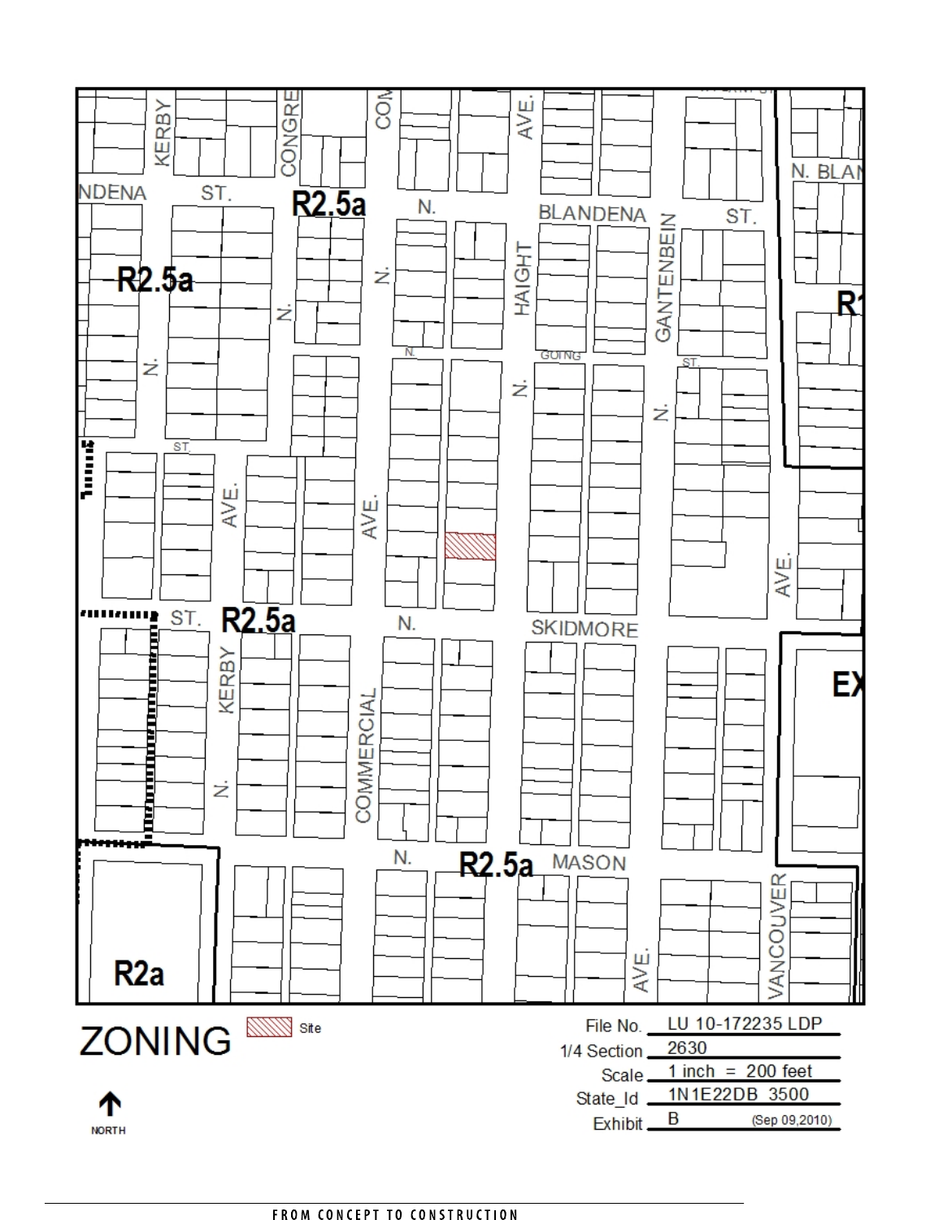# ZONING

Site

NORTH

| | |
|---|---|
| File No. | LU 10-172235 LDP |
| 1/4 Section | 2630 |
| Scale | 1 inch = 200 feet |
| State_Id | 1N1E22DB 3500 |
| Exhibit | B (Sep 09,2010) |

FROM CONCEPT TO CONSTRUCTION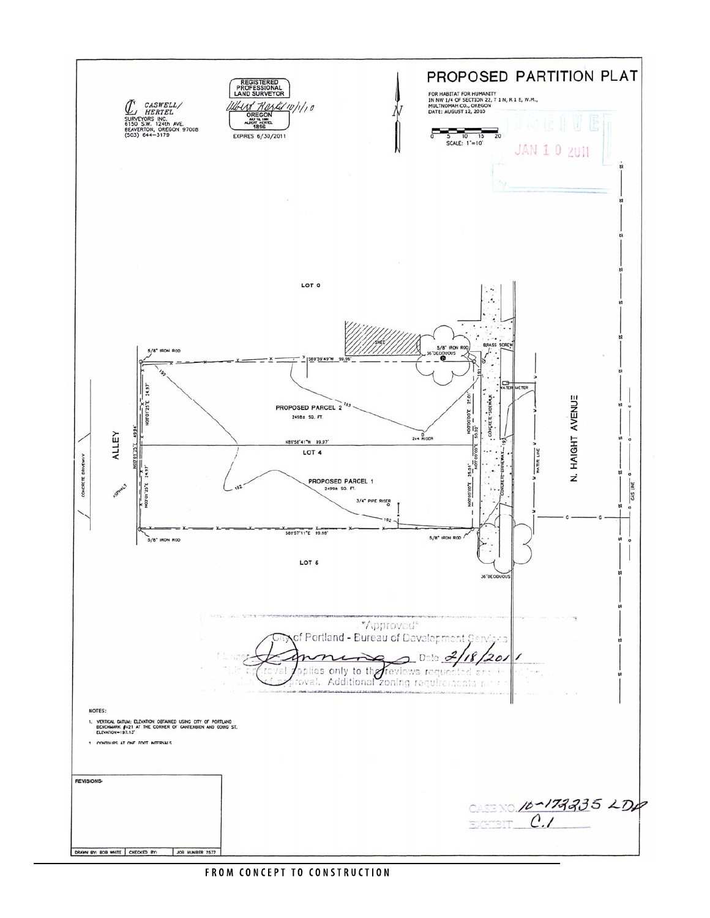# PROPOSED PARTITION PLAT

FOR HABITAT FOR HUMANITY
IN NW 1/4 OF SECTION 22, T 1 N, R 1 E, W.M.,
MULTNOMAH CO., OREGON
DATE: AUGUST 12, 2010

0 5 10 15 20
SCALE: 1"=10'

CASWELL/HERTEL
SURVEYORS INC.
6150 S.W. 124th AVE.
BEAVERTON, OREGON 97008
(503) 644-3179

REGISTERED PROFESSIONAL LAND SURVEYOR
OREGON
JULY 15, 1986
ALBERT HERTEL
1896
EXPIRES 6/30/2011

RECEIVED
JAN 10 2011

LOT 0

SHED

5/8" IRON ROD
36"DECIDUOUS
BRASS SCREW

5/8" IRON ROD
S89°59'49"W 99.96'

WATER METER

PROPOSED PARCEL 2
2498± SQ. FT.

N00°01'25"E 24.97'
N00°01'25"E 49.94'
N00°00'00"E 24.01'
N00°00'00"E 50.02'

2x4 RISER

N89°56'41"W 99.97'

LOT 4

PROPOSED PARCEL 1
2499± SQ. FT.

N00°01'25"E 24.97'
N00°00'00"E 25.01'

3/4" PIPE RISER

S89°57'11"E 99.98'

5/8" IRON ROD
5/8" IRON ROD

LOT 5

36"DECIDUOUS

ALLEY
ASPHALT
CONCRETE DRIVEWAY
CONCRETE SIDEWALK
CONCRETE DRIVEWAY
WATER LINE
GAS LINE
N. HAIGHT AVENUE

"Approved"
City of Portland - Bureau of Development Services
Date 2/18/2011
This approval applies only to the reviews requested and ... of approval. Additional zoning requirements may ...

NOTES:

1. VERTICAL DATUM: ELEVATION OBTAINED USING CITY OF PORTLAND BENCHMARK #421 AT THE CORNER OF GANTENBIEN AND GOING ST. ELEVATION=197.13'
2. CONTOURS AT ONE FOOT INTERVALS.

REVISIONS:

DRAWN BY: BOB WHITE | CHECKED BY: | JOB NUMBER 7577

CASE NO. 10-172235 LDP
EXHIBIT C.1

FROM CONCEPT TO CONSTRUCTION